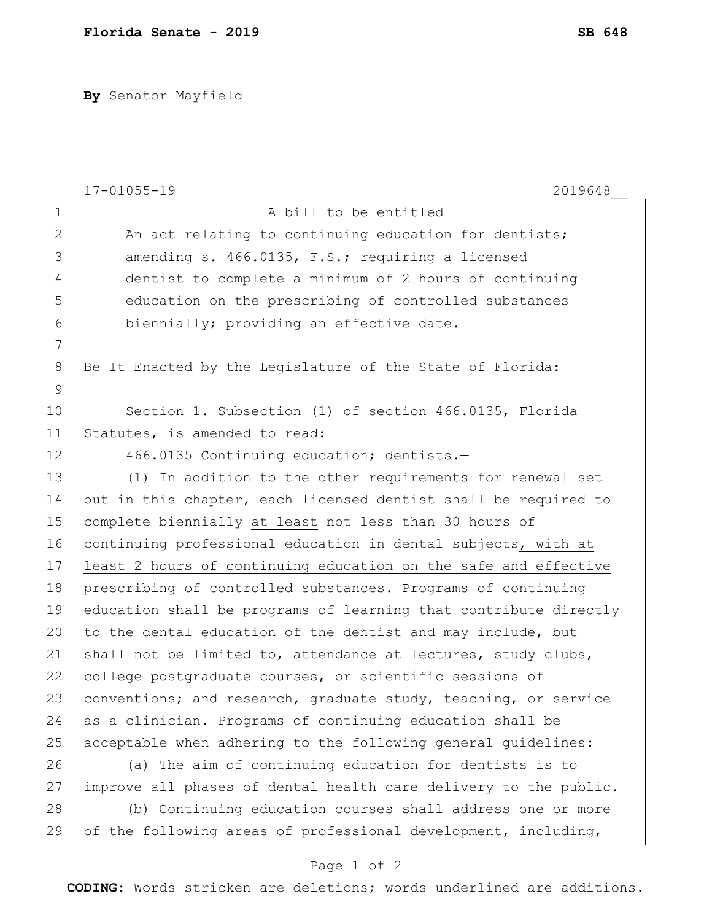By Senator Mayfield

17-01055-19 2019648__

A bill to be entitled

An act relating to continuing education for dentists; amending s. 466.0135, F.S.; requiring a licensed dentist to complete a minimum of 2 hours of continuing education on the prescribing of controlled substances biennially; providing an effective date.

Be It Enacted by the Legislature of the State of Florida:

Section 1. Subsection (1) of section 466.0135, Florida Statutes, is amended to read:

466.0135 Continuing education; dentists.—

(1) In addition to the other requirements for renewal set out in this chapter, each licensed dentist shall be required to complete biennially <u>at least</u> ~~not less than~~ 30 hours of continuing professional education in dental subjects<u>, with at least 2 hours of continuing education on the safe and effective prescribing of controlled substances</u>. Programs of continuing education shall be programs of learning that contribute directly to the dental education of the dentist and may include, but shall not be limited to, attendance at lectures, study clubs, college postgraduate courses, or scientific sessions of conventions; and research, graduate study, teaching, or service as a clinician. Programs of continuing education shall be acceptable when adhering to the following general guidelines:

(a) The aim of continuing education for dentists is to improve all phases of dental health care delivery to the public.

(b) Continuing education courses shall address one or more of the following areas of professional development, including,

**CODING:** Words ~~stricken~~ are deletions; words <u>underlined</u> are additions.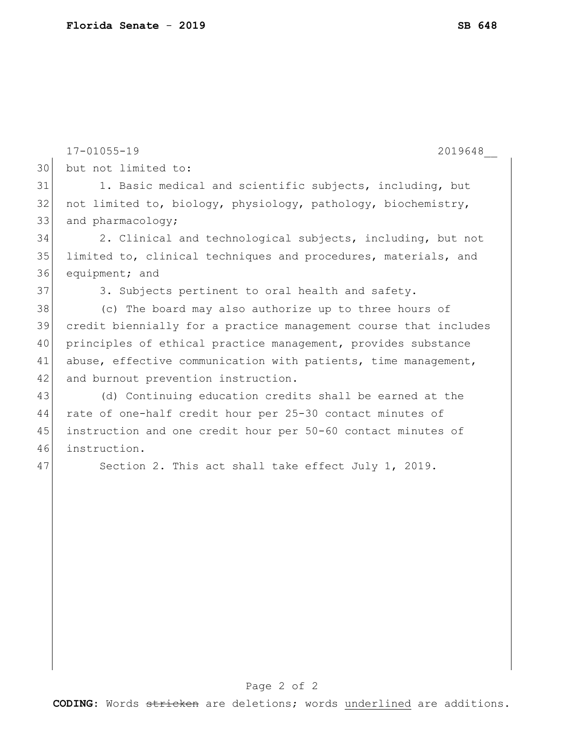17-01055-19 2019648__

but not limited to:

1. Basic medical and scientific subjects, including, but not limited to, biology, physiology, pathology, biochemistry, and pharmacology;

2. Clinical and technological subjects, including, but not limited to, clinical techniques and procedures, materials, and equipment; and

3. Subjects pertinent to oral health and safety.

(c) The board may also authorize up to three hours of credit biennially for a practice management course that includes principles of ethical practice management, provides substance abuse, effective communication with patients, time management, and burnout prevention instruction.

(d) Continuing education credits shall be earned at the rate of one-half credit hour per 25-30 contact minutes of instruction and one credit hour per 50-60 contact minutes of instruction.

Section 2. This act shall take effect July 1, 2019.

**CODING:** Words ~~stricken~~ are deletions; words <u>underlined</u> are additions.